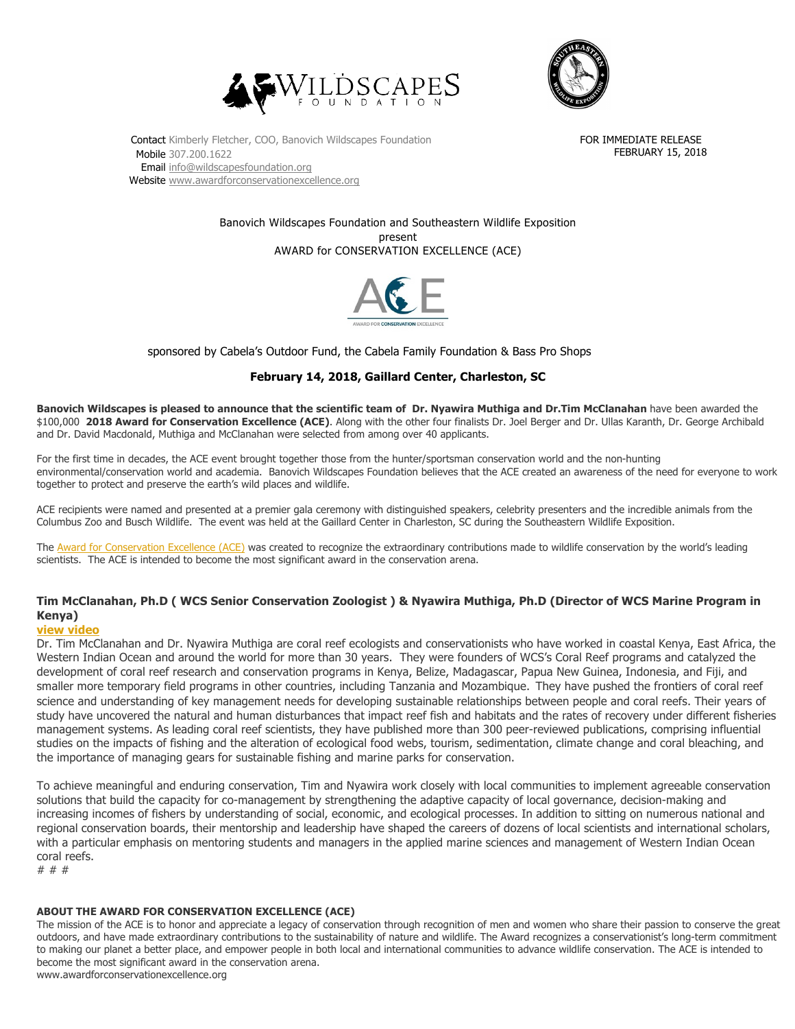Contact Kimberly Fletcher, COO, Banovich Wildscapes Foundation
Mobile 307.200.1622
Email info@wildscapesfoundation.org
Website www.awardforconservationexcellence.org

FOR IMMEDIATE RELEASE
FEBRUARY 15, 2018

Banovich Wildscapes Foundation and Southeastern Wildlife Exposition
present
AWARD for CONSERVATION EXCELLENCE (ACE)

sponsored by Cabela's Outdoor Fund, the Cabela Family Foundation & Bass Pro Shops

**February 14, 2018, Gaillard Center, Charleston, SC**

**Banovich Wildscapes is pleased to announce that the scientific team of Dr. Nyawira Muthiga and Dr.Tim McClanahan** have been awarded the $100,000 **2018 Award for Conservation Excellence (ACE)**. Along with the other four finalists Dr. Joel Berger and Dr. Ullas Karanth, Dr. George Archibald and Dr. David Macdonald, Muthiga and McClanahan were selected from among over 40 applicants.

For the first time in decades, the ACE event brought together those from the hunter/sportsman conservation world and the non-hunting environmental/conservation world and academia. Banovich Wildscapes Foundation believes that the ACE created an awareness of the need for everyone to work together to protect and preserve the earth's wild places and wildlife.

ACE recipients were named and presented at a premier gala ceremony with distinguished speakers, celebrity presenters and the incredible animals from the Columbus Zoo and Busch Wildlife. The event was held at the Gaillard Center in Charleston, SC during the Southeastern Wildlife Exposition.

The Award for Conservation Excellence (ACE) was created to recognize the extraordinary contributions made to wildlife conservation by the world's leading scientists. The ACE is intended to become the most significant award in the conservation arena.

### Tim McClanahan, Ph.D ( WCS Senior Conservation Zoologist ) & Nyawira Muthiga, Ph.D (Director of WCS Marine Program in Kenya)

**view video**

Dr. Tim McClanahan and Dr. Nyawira Muthiga are coral reef ecologists and conservationists who have worked in coastal Kenya, East Africa, the Western Indian Ocean and around the world for more than 30 years. They were founders of WCS's Coral Reef programs and catalyzed the development of coral reef research and conservation programs in Kenya, Belize, Madagascar, Papua New Guinea, Indonesia, and Fiji, and smaller more temporary field programs in other countries, including Tanzania and Mozambique. They have pushed the frontiers of coral reef science and understanding of key management needs for developing sustainable relationships between people and coral reefs. Their years of study have uncovered the natural and human disturbances that impact reef fish and habitats and the rates of recovery under different fisheries management systems. As leading coral reef scientists, they have published more than 300 peer-reviewed publications, comprising influential studies on the impacts of fishing and the alteration of ecological food webs, tourism, sedimentation, climate change and coral bleaching, and the importance of managing gears for sustainable fishing and marine parks for conservation.

To achieve meaningful and enduring conservation, Tim and Nyawira work closely with local communities to implement agreeable conservation solutions that build the capacity for co-management by strengthening the adaptive capacity of local governance, decision-making and increasing incomes of fishers by understanding of social, economic, and ecological processes. In addition to sitting on numerous national and regional conservation boards, their mentorship and leadership have shaped the careers of dozens of local scientists and international scholars, with a particular emphasis on mentoring students and managers in the applied marine sciences and management of Western Indian Ocean coral reefs.

# # #

**ABOUT THE AWARD FOR CONSERVATION EXCELLENCE (ACE)**

The mission of the ACE is to honor and appreciate a legacy of conservation through recognition of men and women who share their passion to conserve the great outdoors, and have made extraordinary contributions to the sustainability of nature and wildlife. The Award recognizes a conservationist's long-term commitment to making our planet a better place, and empower people in both local and international communities to advance wildlife conservation. The ACE is intended to become the most significant award in the conservation arena.
www.awardforconservationexcellence.org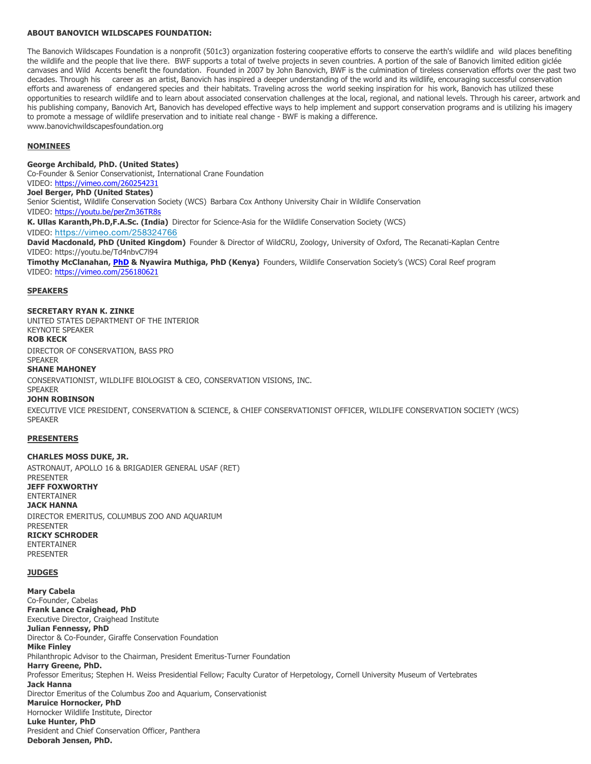**ABOUT BANOVICH WILDSCAPES FOUNDATION:**

The Banovich Wildscapes Foundation is a nonprofit (501c3) organization fostering cooperative efforts to conserve the earth's wildlife and wild places benefiting the wildlife and the people that live there. BWF supports a total of twelve projects in seven countries. A portion of the sale of Banovich limited edition giclée canvases and Wild Accents benefit the foundation. Founded in 2007 by John Banovich, BWF is the culmination of tireless conservation efforts over the past two decades. Through his career as an artist, Banovich has inspired a deeper understanding of the world and its wildlife, encouraging successful conservation efforts and awareness of endangered species and their habitats. Traveling across the world seeking inspiration for his work, Banovich has utilized these opportunities to research wildlife and to learn about associated conservation challenges at the local, regional, and national levels. Through his career, artwork and his publishing company, Banovich Art, Banovich has developed effective ways to help implement and support conservation programs and is utilizing his imagery to promote a message of wildlife preservation and to initiate real change - BWF is making a difference.
www.banovichwildscapesfoundation.org

**NOMINEES**

**George Archibald, PhD. (United States)**
Co-Founder & Senior Conservationist, International Crane Foundation
VIDEO: https://vimeo.com/260254231
**Joel Berger, PhD (United States)**
Senior Scientist, Wildlife Conservation Society (WCS) Barbara Cox Anthony University Chair in Wildlife Conservation
VIDEO: https://youtu.be/perZm36TR8s
**K. Ullas Karanth,Ph.D,F.A.Sc. (India)** Director for Science-Asia for the Wildlife Conservation Society (WCS)
VIDEO: https://vimeo.com/258324766
**David Macdonald, PhD (United Kingdom)** Founder & Director of WildCRU, Zoology, University of Oxford, The Recanati-Kaplan Centre
VIDEO: https://youtu.be/Td4nbvC7l94
**Timothy McClanahan, PhD & Nyawira Muthiga, PhD (Kenya)** Founders, Wildlife Conservation Society's (WCS) Coral Reef program
VIDEO: https://vimeo.com/256180621

**SPEAKERS**

**SECRETARY RYAN K. ZINKE**
UNITED STATES DEPARTMENT OF THE INTERIOR
KEYNOTE SPEAKER
**ROB KECK**
DIRECTOR OF CONSERVATION, BASS PRO
SPEAKER
**SHANE MAHONEY**
CONSERVATIONIST, WILDLIFE BIOLOGIST & CEO, CONSERVATION VISIONS, INC.
SPEAKER
**JOHN ROBINSON**
EXECUTIVE VICE PRESIDENT, CONSERVATION & SCIENCE, & CHIEF CONSERVATIONIST OFFICER, WILDLIFE CONSERVATION SOCIETY (WCS)
SPEAKER

**PRESENTERS**

**CHARLES MOSS DUKE, JR.**
ASTRONAUT, APOLLO 16 & BRIGADIER GENERAL USAF (RET)
PRESENTER
**JEFF FOXWORTHY**
ENTERTAINER
**JACK HANNA**
DIRECTOR EMERITUS, COLUMBUS ZOO AND AQUARIUM
PRESENTER
**RICKY SCHRODER**
ENTERTAINER
PRESENTER

**JUDGES**

**Mary Cabela**
Co-Founder, Cabelas
**Frank Lance Craighead, PhD**
Executive Director, Craighead Institute
**Julian Fennessy, PhD**
Director & Co-Founder, Giraffe Conservation Foundation
**Mike Finley**
Philanthropic Advisor to the Chairman, President Emeritus-Turner Foundation
**Harry Greene, PhD.**
Professor Emeritus; Stephen H. Weiss Presidential Fellow; Faculty Curator of Herpetology, Cornell University Museum of Vertebrates
**Jack Hanna**
Director Emeritus of the Columbus Zoo and Aquarium, Conservationist
**Maruice Hornocker, PhD**
Hornocker Wildlife Institute, Director
**Luke Hunter, PhD**
President and Chief Conservation Officer, Panthera
**Deborah Jensen, PhD.**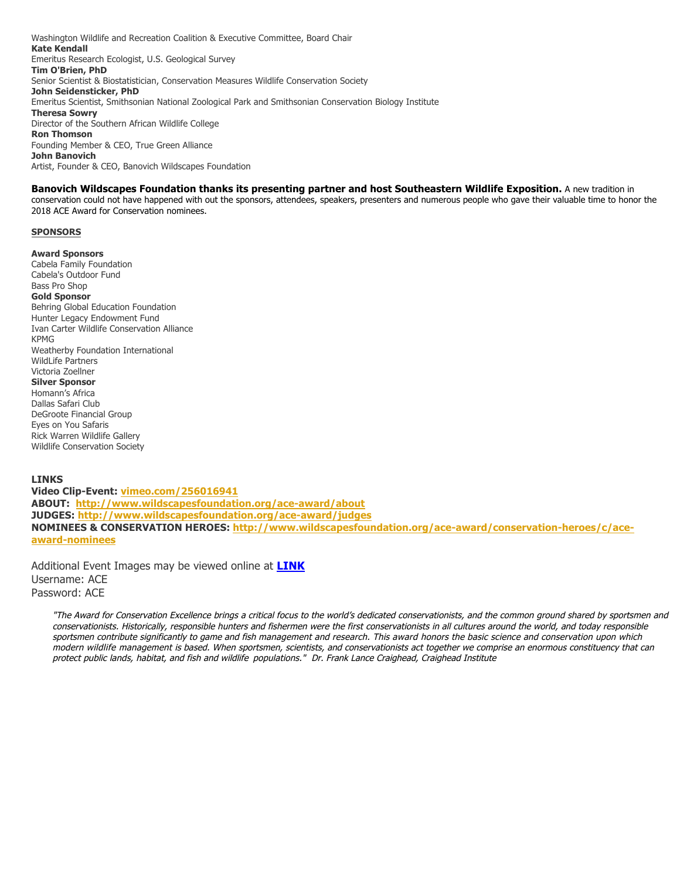Washington Wildlife and Recreation Coalition & Executive Committee, Board Chair
**Kate Kendall**
Emeritus Research Ecologist, U.S. Geological Survey
**Tim O'Brien, PhD**
Senior Scientist & Biostatistician, Conservation Measures Wildlife Conservation Society
**John Seidensticker, PhD**
Emeritus Scientist, Smithsonian National Zoological Park and Smithsonian Conservation Biology Institute
**Theresa Sowry**
Director of the Southern African Wildlife College
**Ron Thomson**
Founding Member & CEO, True Green Alliance
**John Banovich**
Artist, Founder & CEO, Banovich Wildscapes Foundation

**Banovich Wildscapes Foundation thanks its presenting partner and host Southeastern Wildlife Exposition.** A new tradition in conservation could not have happened with out the sponsors, attendees, speakers, presenters and numerous people who gave their valuable time to honor the 2018 ACE Award for Conservation nominees.

**SPONSORS**

**Award Sponsors**
Cabela Family Foundation
Cabela's Outdoor Fund
Bass Pro Shop
**Gold Sponsor**
Behring Global Education Foundation
Hunter Legacy Endowment Fund
Ivan Carter Wildlife Conservation Alliance
KPMG
Weatherby Foundation International
WildLife Partners
Victoria Zoellner
**Silver Sponsor**
Homann's Africa
Dallas Safari Club
DeGroote Financial Group
Eyes on You Safaris
Rick Warren Wildlife Gallery
Wildlife Conservation Society

**LINKS**
**Video Clip-Event: vimeo.com/256016941**
**ABOUT: http://www.wildscapesfoundation.org/ace-award/about**
**JUDGES: http://www.wildscapesfoundation.org/ace-award/judges**
**NOMINEES & CONSERVATION HEROES: http://www.wildscapesfoundation.org/ace-award/conservation-heroes/c/ace-award-nominees**

Additional Event Images may be viewed online at **LINK**
Username: ACE
Password: ACE

> *"The Award for Conservation Excellence brings a critical focus to the world's dedicated conservationists, and the common ground shared by sportsmen and conservationists. Historically, responsible hunters and fishermen were the first conservationists in all cultures around the world, and today responsible sportsmen contribute significantly to game and fish management and research. This award honors the basic science and conservation upon which modern wildlife management is based. When sportsmen, scientists, and conservationists act together we comprise an enormous constituency that can protect public lands, habitat, and fish and wildlife populations." Dr. Frank Lance Craighead, Craighead Institute*